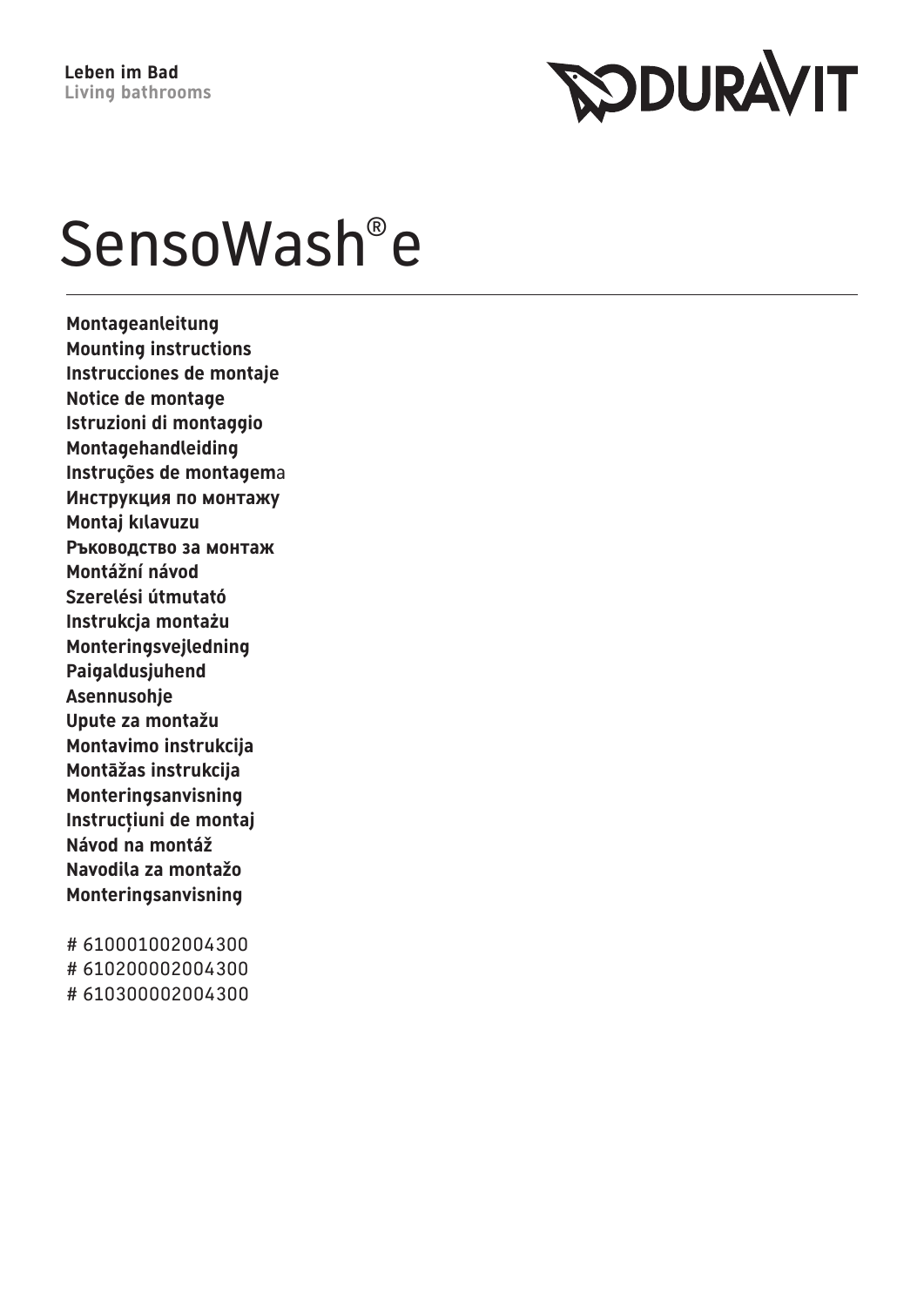**Leben im Bad**
**Living bathrooms**

DURAVIT

# SensoWash® e

**Montageanleitung**
**Mounting instructions**
**Instrucciones de montaje**
**Notice de montage**
**Istruzioni di montaggio**
**Montagehandleiding**
**Instruções de montagem**a
**Инструкция по монтажу**
**Montaj kılavuzu**
**Ръководство за монтаж**
**Montážní návod**
**Szerelési útmutató**
**Instrukcja montażu**
**Monteringsvejledning**
**Paigaldusjuhend**
**Asennusohje**
**Upute za montažu**
**Montavimo instrukcija**
**Montāžas instrukcija**
**Monteringsanvisning**
**Instrucțiuni de montaj**
**Návod na montáž**
**Navodila za montažo**
**Monteringsanvisning**

# 610001002004300
# 610200002004300
# 610300002004300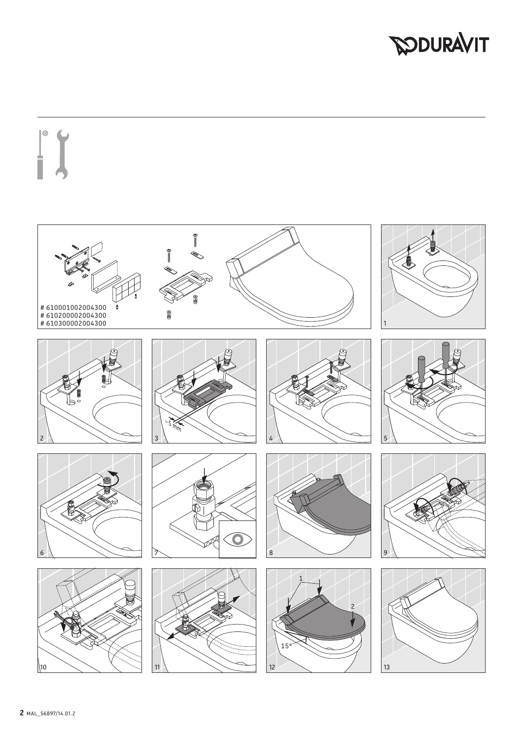# 610001002004300
# 610200002004300
# 610300002004300

~5 mm

15°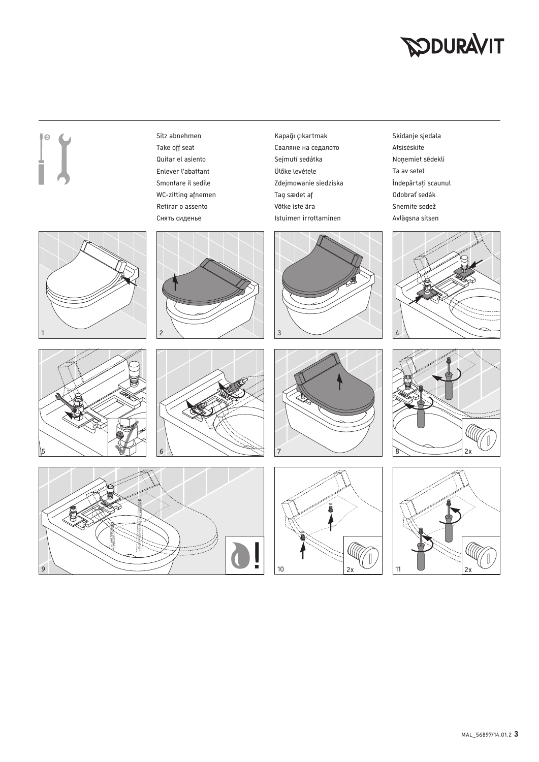Sitz abnehmen
Take off seat
Quitar el asiento
Enlever l'abattant
Smontare il sedile
WC-zitting afnemen
Retirar o assento
Снять сиденье

Kapağı çıkartmak
Сваляне на седалото
Sejmutí sedátka
Ülőke levétele
Zdejmowanie siedziska
Tag sædet af
Võtke iste ära
Istuimen irrottaminen

Skidanje sjedala
Atsisėskite
Noņemiet sēdekli
Ta av setet
Îndepărtați scaunul
Odobrať sedák
Snemite sedež
Avlägsna sitsen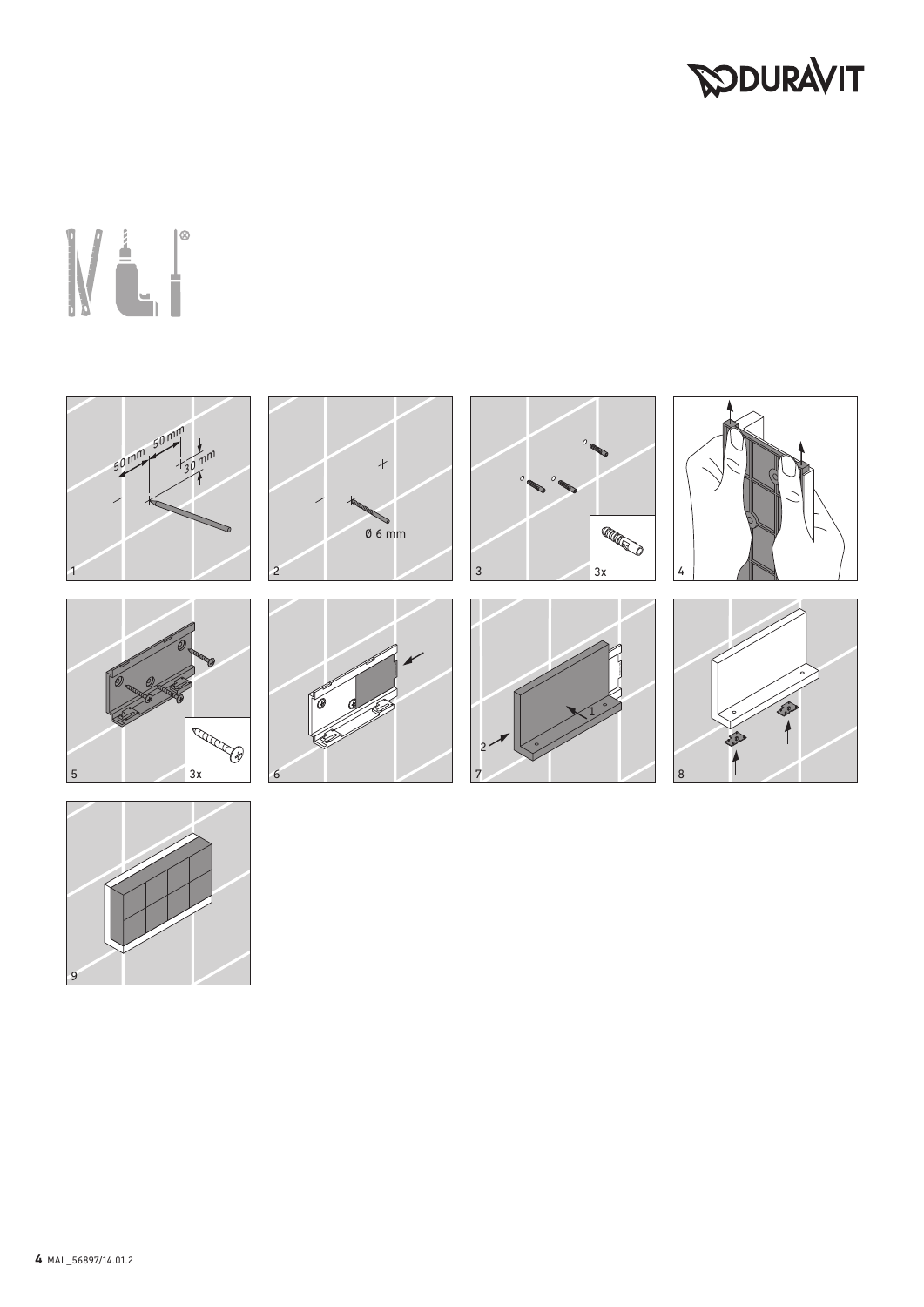50 mm 50 mm

30 mm

1

Ø 6 mm

2

3

3x

4

5

3x

6

1

2

7

8

9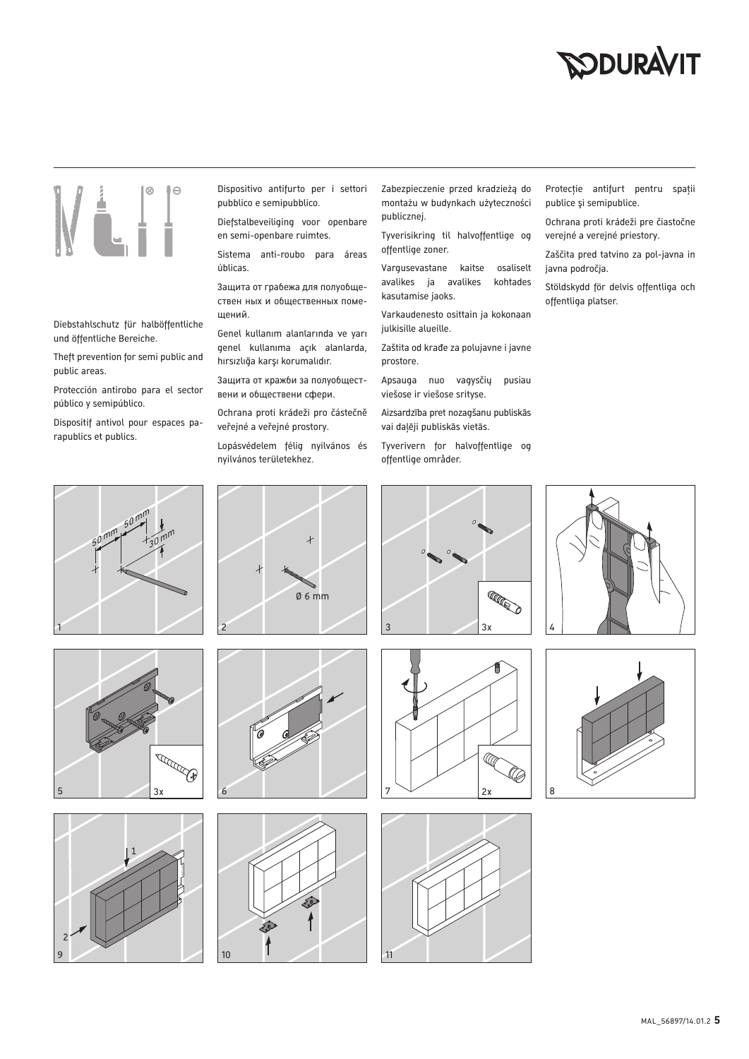Diebstahlschutz für halböffentliche und öffentliche Bereiche.

Theft prevention for semi public and public areas.

Protección antirobo para el sector público y semipúblico.

Dispositif antivol pour espaces parapublics et publics.

Dispositivo antifurto per i settori pubblico e semipubblico.

Diefstalbeveiliging voor openbare en semi-openbare ruimtes.

Sistema anti-roubo para áreas úblicas.

Защита от грабежа для полуобществен ных и общественных помещений.

Genel kullanım alanlarında ve yarı genel kullanıma açık alanlarda, hırsızlığa karşı korumalıdır.

Защита от кражби за полуобществени и обществени сфери.

Ochrana proti krádeži pro částečně veřejné a veřejné prostory.

Lopásvédelem félig nyilvános és nyilvános területekhez.

Zabezpieczenie przed kradzieżą do montażu w budynkach użyteczności publicznej.

Tyverisikring til halvoffentlige og offentlige zoner.

Vargusevastane kaitse osaliselt avalikes ja avalikes kohtades kasutamise jaoks.

Varkaudenesto osittain ja kokonaan julkisille alueille.

Zaštita od krađe za polujavne i javne prostore.

Apsauga nuo vagysčių pusiau viešose ir viešose srityse.

Aizsardzība pret nozagšanu publiskās vai daļēji publiskās vietās.

Tyverivern for halvoffentlige og offentlige områder.

Protecție antifurt pentru spații publice şi semipublice.

Ochrana proti krádeži pre čiastočne verejné a verejné priestory.

Zaščita pred tatvino za pol-javna in javna področja.

Stöldskydd för delvis offentliga och offentliga platser.

1 — 50 mm, 50 mm, 30 mm

2 — Ø 6 mm

3 — 3x

4

5 — 3x

6

7 — 2x

8

9 — 1, 2

10

11

MAL_56897/14.01.2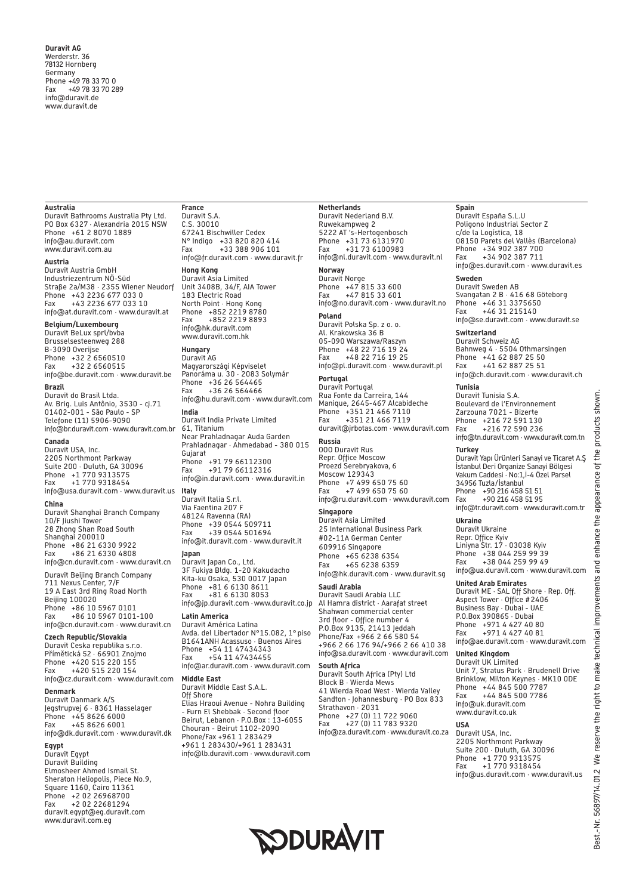**Duravit AG**
Werderstr. 36
78132 Hornberg
Germany
Phone +49 78 33 70 0
Fax +49 78 33 70 289
info@duravit.de
www.duravit.de

**Australia**
Duravit Bathrooms Australia Pty Ltd.
PO Box 6327 · Alexandria 2015 NSW
Phone +61 2 8070 1889
info@au.duravit.com
www.duravit.com.au

**Austria**
Duravit Austria GmbH
Industriezentrum NÖ-Süd
Straße 2a/M38 · 2355 Wiener Neudorf
Phone +43 2236 677 033 0
Fax +43 2236 677 033 10
info@at.duravit.com · www.duravit.at

**Belgium/Luxembourg**
Duravit BeLux sprl/bvba
Brusselsesteenweg 288
B-3090 Overijse
Phone +32 2 6560510
Fax +32 2 6560515
info@be.duravit.com · www.duravit.be

**Brazil**
Duravit do Brasil Ltda.
Av. Brig. Luis Antônio, 3530 - cj.71
01402-001 - São Paulo - SP
Telefone (11) 5906-9090
info@br.duravit.com · www.duravit.com.br

**Canada**
Duravit USA, Inc.
2205 Northmont Parkway
Suite 200 · Duluth, GA 30096
Phone +1 770 9313575
Fax +1 770 9318454
info@usa.duravit.com · www.duravit.us

**China**
Duravit Shanghai Branch Company
10/F Jiushi Tower
28 Zhong Shan Road South
Shanghai 200010
Phone +86 21 6330 9922
Fax +86 21 6330 4808
info@cn.duravit.com · www.duravit.cn

Duravit Beijing Branch Company
711 Nexus Center, 7/F
19 A East 3rd Ring Road North
Beijing 100020
Phone +86 10 5967 0101
Fax +86 10 5967 0101-100
info@cn.duravit.com · www.duravit.cn

**Czech Republic/Slovakia**
Duravit Ceska republika s.r.o.
Přímětická 52 · 66901 Znojmo
Phone +420 515 220 155
Fax +420 515 220 154
info@cz.duravit.com · www.duravit.com

**Denmark**
Duravit Danmark A/S
Jegstrupvej 6 · 8361 Hasselager
Phone +45 8626 6000
Fax +45 8626 6001
info@dk.duravit.com · www.duravit.dk

**Egypt**
Duravit Egypt
Duravit Building
Elmosheer Ahmed Ismail St.
Sheraton Heliopolis, Piece No.9,
Square 1160, Cairo 11361
Phone +2 02 26968700
Fax +2 02 22681294
duravit.egypt@eg.duravit.com
www.duravit.com.eg

**France**
Duravit S.A.
C.S. 30010
67241 Bischwiller Cedex
N° Indigo +33 820 820 414
Fax +33 388 906 101
info@fr.duravit.com · www.duravit.fr

**Hong Kong**
Duravit Asia Limited
Unit 3408B, 34/F, AIA Tower
183 Electric Road
North Point · Hong Kong
Phone +852 2219 8780
Fax +852 2219 8893
info@hk.duravit.com
www.duravit.com.hk

**Hungary**
Duravit AG
Magyarországi Képviselet
Panoráma u. 30 · 2083 Solymár
Phone +36 26 564465
Fax +36 26 564466
info@hu.duravit.com · www.duravit.com

**India**
Duravit India Private Limited
61, Titanium
Near Prahladnagar Auda Garden
Prahladnagar · Ahmedabad - 380 015
Gujarat
Phone +91 79 66112300
Fax +91 79 66112316
info@in.duravit.com · www.duravit.in

**Italy**
Duravit Italia S.r.l.
Via Faentina 207 F
48124 Ravenna (RA)
Phone +39 0544 509711
Fax +39 0544 501694
info@it.duravit.com · www.duravit.it

**Japan**
Duravit Japan Co., Ltd.
3F Fukiya Bldg. 1-20 Kakudacho
Kita-ku Osaka, 530 0017 Japan
Phone +81 6 6130 8611
Fax +81 6 6130 8053
info@jp.duravit.com · www.duravit.co.jp

**Latin America**
Duravit América Latina
Avda. del Libertador N°15.082, 1° piso
B1641ANH Acassuso · Buenos Aires
Phone +54 11 47434343
Fax +54 11 47434455
info@ar.duravit.com · www.duravit.com

**Middle East**
Duravit Middle East S.A.L.
Off Shore
Elias Hraoui Avenue - Nohra Building
- Furn El Shebbak · Second floor
Beirut, Lebanon · P.O.Box : 13-6055
Chouran - Beirut 1102-2090
Phone/Fax +961 1 283429
+961 1 283430/+961 1 283431
info@lb.duravit.com · www.duravit.com

**Netherlands**
Duravit Nederland B.V.
Ruwekampweg 2
5222 AT 's-Hertogenbosch
Phone +31 73 6131970
Fax +31 73 6100983
info@nl.duravit.com · www.duravit.nl

**Norway**
Duravit Norge
Phone +47 815 33 600
Fax +47 815 33 601
info@no.duravit.com · www.duravit.no

**Poland**
Duravit Polska Sp. z o. o.
Al. Krakowska 36 B
05-090 Warszawa/Raszyn
Phone +48 22 716 19 24
Fax +48 22 716 19 25
info@pl.duravit.com · www.duravit.pl

**Portugal**
Duravit Portugal
Rua Fonte da Carreira, 144
Manique, 2645-467 Alcabideche
Phone +351 21 466 7110
Fax +351 21 466 7119
duravit@jrbotas.com · www.duravit.com

**Russia**
OOO Duravit Rus
Repr. Office Moscow
Proezd Serebryakova, 6
Moscow 129343
Phone +7 499 650 75 60
Fax +7 499 650 75 60
info@ru.duravit.com · www.duravit.com

**Singapore**
Duravit Asia Limited
25 International Business Park
#02-11A German Center
609916 Singapore
Phone +65 6238 6354
Fax +65 6238 6359
info@hk.duravit.com · www.duravit.sg

**Saudi Arabia**
Duravit Saudi Arabia LLC
Al Hamra district · Aarafat street
Shahwan commercial center
3rd floor - Office number 4
P.O.Box 9135, 21413 Jeddah
Phone/Fax +966 2 66 580 54
+966 2 66 176 94/+966 2 66 410 38
info@sa.duravit.com · www.duravit.com

**South Africa**
Duravit South Africa (Pty) Ltd
Block B · Wierda Mews
41 Wierda Road West · Wierda Valley
Sandton · Johannesburg · PO Box 833
Strathavon · 2031
Phone +27 (0) 11 722 9060
Fax +27 (0) 11 773 9320
info@za.duravit.com · www.duravit.co.za

**Spain**
Duravit España S.L.U
Poligono Industrial Sector Z
c/de la Logística, 18
08150 Parets del Vallès (Barcelona)
Phone +34 902 387 700
Fax +34 902 387 711
info@es.duravit.com · www.duravit.es

**Sweden**
Duravit Sweden AB
Svangatan 2 B · 416 68 Göteborg
Phone +46 31 3375650
Fax +46 31 215140
info@se.duravit.com · www.duravit.se

**Switzerland**
Duravit Schweiz AG
Bahnweg 4 · 5504 Othmarsingen
Phone +41 62 887 25 50
Fax +41 62 887 25 51
info@ch.duravit.com · www.duravit.ch

**Tunisia**
Duravit Tunisia S.A.
Boulevard de l'Environnement
Zarzouna 7021 - Bizerte
Phone +216 72 591 130
Fax +216 72 590 236
info@tn.duravit.com · www.duravit.com.tn

**Turkey**
Duravit Yapı Ürünleri Sanayi ve Ticaret A.Ş
İstanbul Deri Organize Sanayi Bölgesi
Vakum Caddesi · No:1,İ-4 Özel Parsel
34956 Tuzla/İstanbul
Phone +90 216 458 51 51
Fax +90 216 458 51 95
info@tr.duravit.com · www.duravit.com.tr

**Ukraine**
Duravit Ukraine
Repr. Office Kyiv
Liniyna Str. 17 · 03038 Kyiv
Phone +38 044 259 99 39
Fax +38 044 259 99 49
info@ua.duravit.com · www.duravit.com

**United Arab Emirates**
Duravit ME · SAL Off Shore · Rep. Off.
Aspect Tower · Office # 2406
Business Bay · Dubai - UAE
P.O.Box 390865 · Dubai
Phone +971 4 427 40 80
Fax +971 4 427 40 81
info@ae.duravit.com · www.duravit.com

**United Kingdom**
Duravit UK Limited
Unit 7, Stratus Park · Brudenell Drive
Brinklow, Milton Keynes · MK10 0DE
Phone +44 845 500 7787
Fax +44 845 500 7786
info@uk.duravit.com
www.duravit.co.uk

**USA**
Duravit USA, Inc.
2205 Northmont Parkway
Suite 200 · Duluth, GA 30096
Phone +1 770 9313575
Fax +1 770 9318454
info@us.duravit.com · www.duravit.us

DURAVIT

Best.-Nr. 56897/14.01.2 We reserve the right to make technical improvements and enhance the appearance of the products shown.